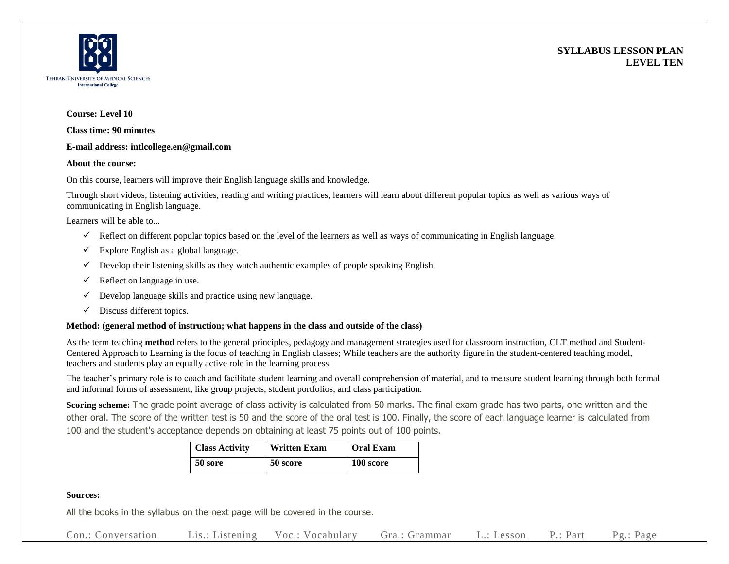TEHRAN UNIVERSITY OF MEDICAL SCIENCES
International College

**SYLLABUS LESSON PLAN**
**LEVEL TEN**

**Course: Level 10**

**Class time: 90 minutes**

**E-mail address: intlcollege.en@gmail.com**

**About the course:**

On this course, learners will improve their English language skills and knowledge.

Through short videos, listening activities, reading and writing practices, learners will learn about different popular topics as well as various ways of communicating in English language.

Learners will be able to...

- ✓ Reflect on different popular topics based on the level of the learners as well as ways of communicating in English language.
- ✓ Explore English as a global language.
- ✓ Develop their listening skills as they watch authentic examples of people speaking English.
- ✓ Reflect on language in use.
- ✓ Develop language skills and practice using new language.
- ✓ Discuss different topics.

**Method: (general method of instruction; what happens in the class and outside of the class)**

As the term teaching **method** refers to the general principles, pedagogy and management strategies used for classroom instruction, CLT method and Student-Centered Approach to Learning is the focus of teaching in English classes; While teachers are the authority figure in the student-centered teaching model, teachers and students play an equally active role in the learning process.

The teacher's primary role is to coach and facilitate student learning and overall comprehension of material, and to measure student learning through both formal and informal forms of assessment, like group projects, student portfolios, and class participation.

**Scoring scheme:** The grade point average of class activity is calculated from 50 marks. The final exam grade has two parts, one written and the other oral. The score of the written test is 50 and the score of the oral test is 100. Finally, the score of each language learner is calculated from 100 and the student's acceptance depends on obtaining at least 75 points out of 100 points.

| Class Activity | Written Exam | Oral Exam |
|---|---|---|
| **50 sore** | **50 score** | **100 score** |

**Sources:**

All the books in the syllabus on the next page will be covered in the course.

Con.: Conversation  Lis.: Listening  Voc.: Vocabulary  Gra.: Grammar  L.: Lesson  P.: Part  Pg.: Page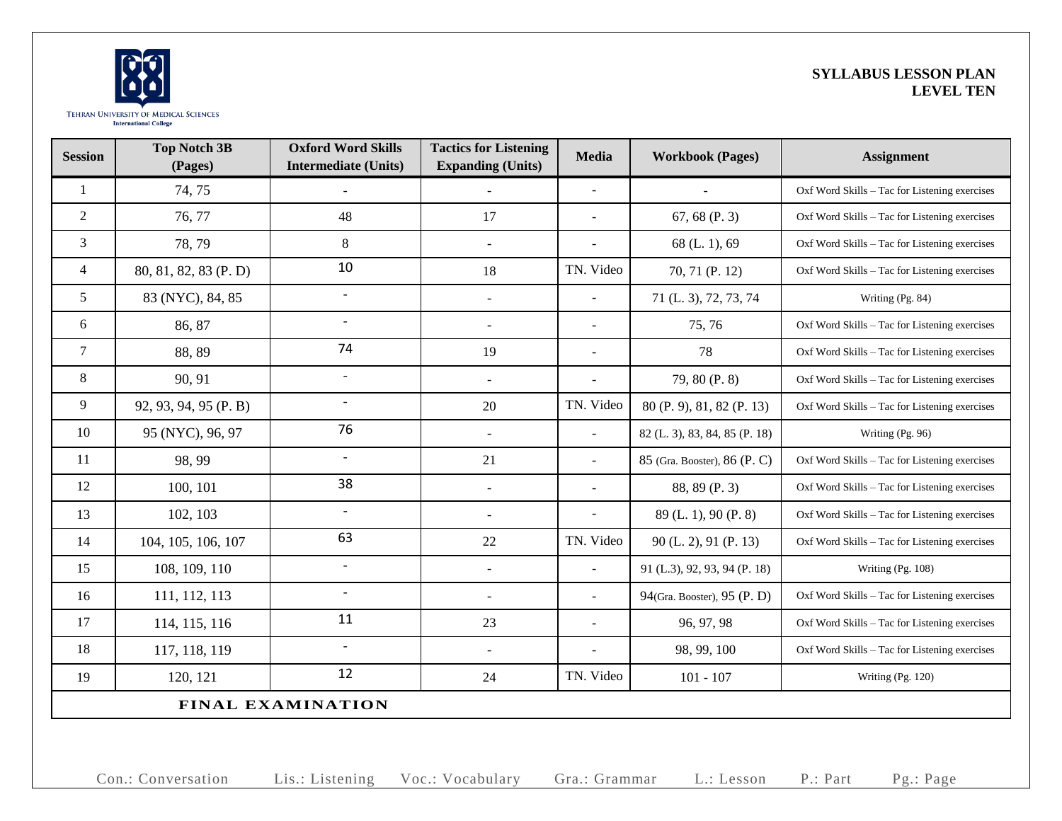TEHRAN UNIVERSITY OF MEDICAL SCIENCES
International College

**SYLLABUS LESSON PLAN**
**LEVEL TEN**

| Session | Top Notch 3B (Pages) | Oxford Word Skills Intermediate (Units) | Tactics for Listening Expanding (Units) | Media | Workbook (Pages) | Assignment |
|---|---|---|---|---|---|---|
| 1 | 74, 75 | - | - | - | - | Oxf Word Skills – Tac for Listening exercises |
| 2 | 76, 77 | 48 | 17 | - | 67, 68 (P. 3) | Oxf Word Skills – Tac for Listening exercises |
| 3 | 78, 79 | 8 | - | - | 68 (L. 1), 69 | Oxf Word Skills – Tac for Listening exercises |
| 4 | 80, 81, 82, 83 (P. D) | 10 | 18 | TN. Video | 70, 71 (P. 12) | Oxf Word Skills – Tac for Listening exercises |
| 5 | 83 (NYC), 84, 85 | - | - | - | 71 (L. 3), 72, 73, 74 | Writing (Pg. 84) |
| 6 | 86, 87 | - | - | - | 75, 76 | Oxf Word Skills – Tac for Listening exercises |
| 7 | 88, 89 | 74 | 19 | - | 78 | Oxf Word Skills – Tac for Listening exercises |
| 8 | 90, 91 | - | - | - | 79, 80 (P. 8) | Oxf Word Skills – Tac for Listening exercises |
| 9 | 92, 93, 94, 95 (P. B) | - | 20 | TN. Video | 80 (P. 9), 81, 82 (P. 13) | Oxf Word Skills – Tac for Listening exercises |
| 10 | 95 (NYC), 96, 97 | 76 | - | - | 82 (L. 3), 83, 84, 85 (P. 18) | Writing (Pg. 96) |
| 11 | 98, 99 | - | 21 | - | 85 (Gra. Booster), 86 (P. C) | Oxf Word Skills – Tac for Listening exercises |
| 12 | 100, 101 | 38 | - | - | 88, 89 (P. 3) | Oxf Word Skills – Tac for Listening exercises |
| 13 | 102, 103 | - | - | - | 89 (L. 1), 90 (P. 8) | Oxf Word Skills – Tac for Listening exercises |
| 14 | 104, 105, 106, 107 | 63 | 22 | TN. Video | 90 (L. 2), 91 (P. 13) | Oxf Word Skills – Tac for Listening exercises |
| 15 | 108, 109, 110 | - | - | - | 91 (L.3), 92, 93, 94 (P. 18) | Writing (Pg. 108) |
| 16 | 111, 112, 113 | - | - | - | 94(Gra. Booster), 95 (P. D) | Oxf Word Skills – Tac for Listening exercises |
| 17 | 114, 115, 116 | 11 | 23 | - | 96, 97, 98 | Oxf Word Skills – Tac for Listening exercises |
| 18 | 117, 118, 119 | - | - | - | 98, 99, 100 | Oxf Word Skills – Tac for Listening exercises |
| 19 | 120, 121 | 12 | 24 | TN. Video | 101 - 107 | Writing (Pg. 120) |
| **FINAL EXAMINATION** | | | | | | |

Con.: Conversation   Lis.: Listening   Voc.: Vocabulary   Gra.: Grammar   L.: Lesson   P.: Part   Pg.: Page